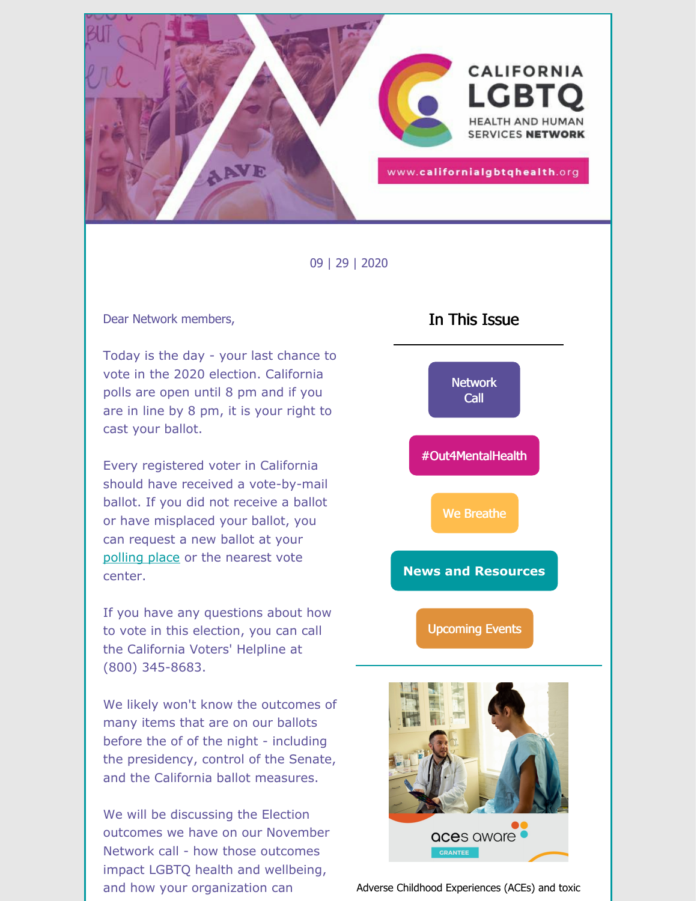CALIFORNIA LGBTQ HEALTH AND HUMAN SERVICES NETWORK

www.californialgbtqhealth.org

09 | 29 | 2020

Dear Network members,

Today is the day - your last chance to vote in the 2020 election. California polls are open until 8 pm and if you are in line by 8 pm, it is your right to cast your ballot.

Every registered voter in California should have received a vote-by-mail ballot. If you did not receive a ballot or have misplaced your ballot, you can request a new ballot at your [polling place]() or the nearest vote center.

If you have any questions about how to vote in this election, you can call the California Voters' Helpline at (800) 345-8683.

We likely won't know the outcomes of many items that are on our ballots before the of of the night - including the presidency, control of the Senate, and the California ballot measures.

We will be discussing the Election outcomes we have on our November Network call - how those outcomes impact LGBTQ health and wellbeing, and how your organization can

## In This Issue

- Network Call
- #Out4MentalHealth
- We Breathe
- News and Resources
- Upcoming Events

aces aware GRANTEE

Adverse Childhood Experiences (ACEs) and toxic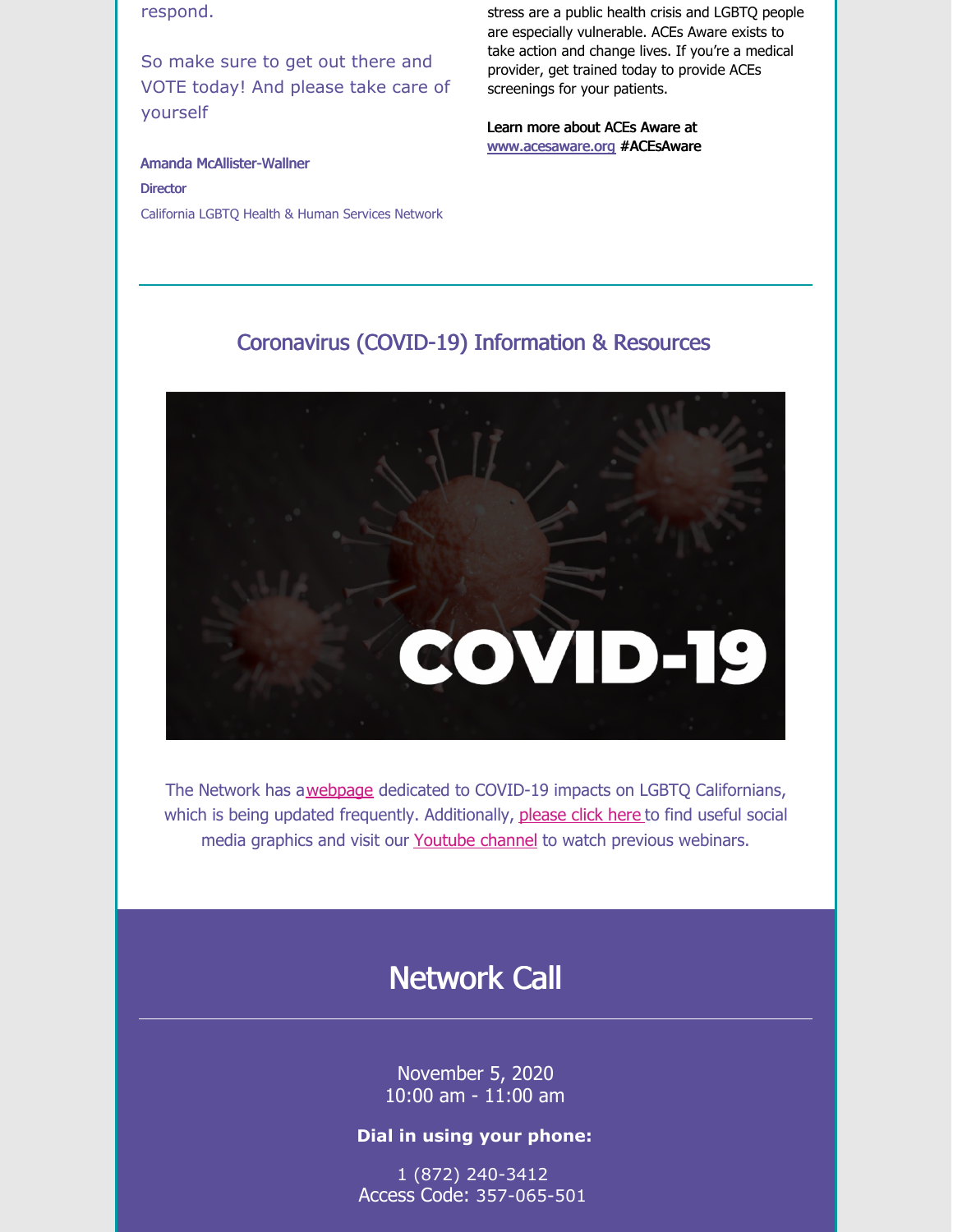respond.

So make sure to get out there and VOTE today! And please take care of yourself

**Amanda McAllister-Wallner**
**Director**
California LGBTQ Health & Human Services Network

stress are a public health crisis and LGBTQ people are especially vulnerable. ACEs Aware exists to take action and change lives. If you're a medical provider, get trained today to provide ACEs screenings for your patients.

**Learn more about ACEs Aware at [www.acesaware.org](www.acesaware.org) #ACEsAware**

## Coronavirus (COVID-19) Information & Resources

The Network has a webpage dedicated to COVID-19 impacts on LGBTQ Californians, which is being updated frequently. Additionally, please click here to find useful social media graphics and visit our Youtube channel to watch previous webinars.

## Network Call

November 5, 2020
10:00 am - 11:00 am

**Dial in using your phone:**

1 (872) 240-3412
Access Code: 357-065-501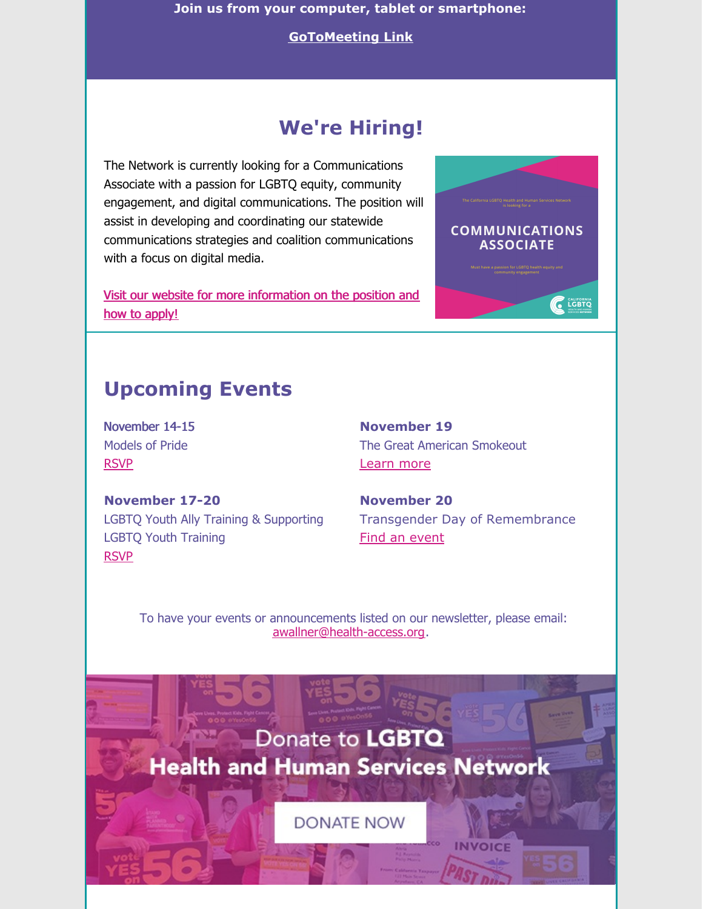**Join us from your computer, tablet or smartphone:**

**GoToMeeting Link**

## We're Hiring!

The Network is currently looking for a Communications Associate with a passion for LGBTQ equity, community engagement, and digital communications. The position will assist in developing and coordinating our statewide communications strategies and coalition communications with a focus on digital media.

Visit our website for more information on the position and how to apply!

## Upcoming Events

**November 14-15**
Models of Pride
RSVP

**November 17-20**
LGBTQ Youth Ally Training & Supporting LGBTQ Youth Training
RSVP

**November 19**
The Great American Smokeout
Learn more

**November 20**
Transgender Day of Remembrance
Find an event

To have your events or announcements listed on our newsletter, please email: awallner@health-access.org.

Donate to **LGBTQ Health and Human Services Network**

DONATE NOW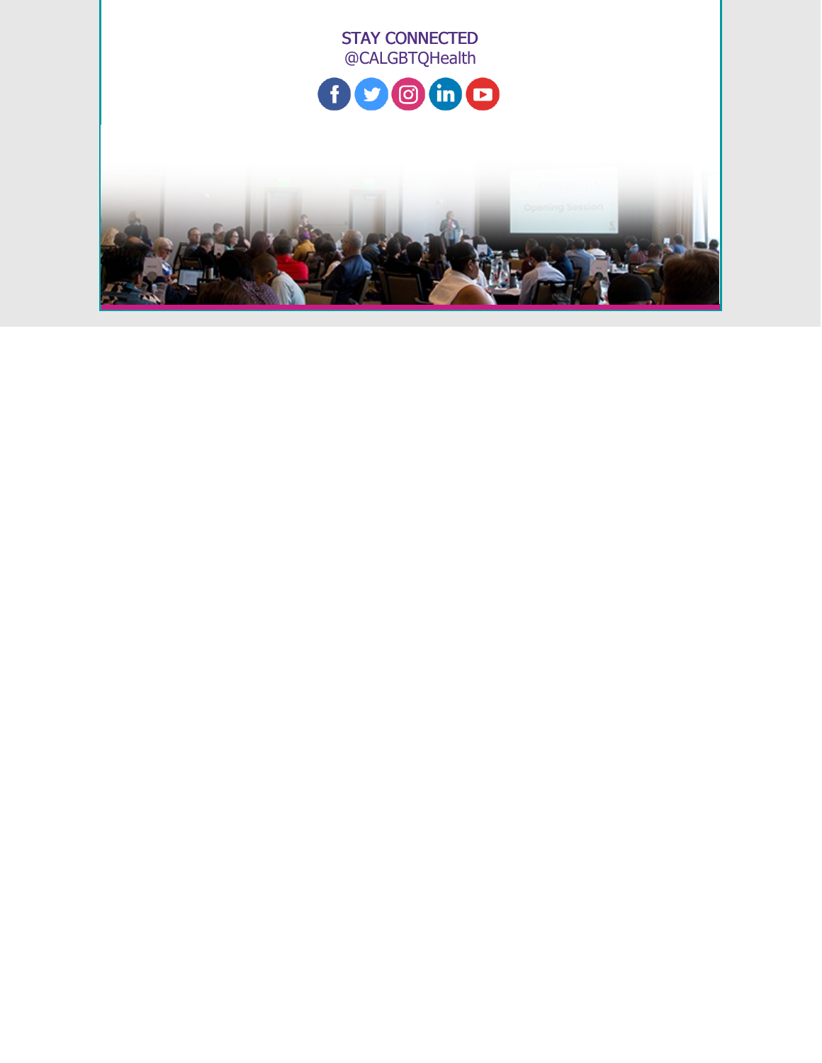STAY CONNECTED
@CALGBTQHealth